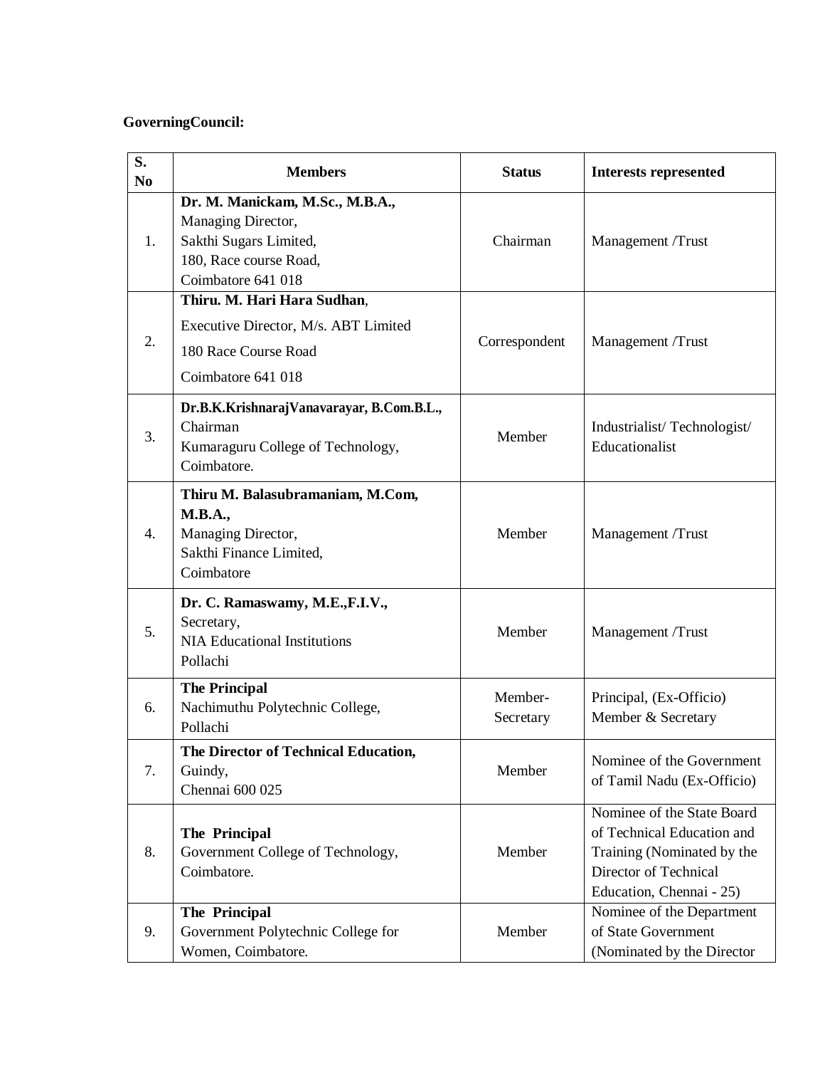**GoverningCouncil:**

| S. No | Members | Status | Interests represented |
|---|---|---|---|
| 1. | **Dr. M. Manickam, M.Sc., M.B.A.,** Managing Director, Sakthi Sugars Limited, 180, Race course Road, Coimbatore 641 018 | Chairman | Management /Trust |
| 2. | **Thiru. M. Hari Hara Sudhan**, Executive Director, M/s. ABT Limited 180 Race Course Road Coimbatore 641 018 | Correspondent | Management /Trust |
| 3. | **Dr.B.K.KrishnarajVanavarayar, B.Com.B.L.,** Chairman Kumaraguru College of Technology, Coimbatore. | Member | Industrialist/ Technologist/ Educationalist |
| 4. | **Thiru M. Balasubramaniam, M.Com, M.B.A.,** Managing Director, Sakthi Finance Limited, Coimbatore | Member | Management /Trust |
| 5. | **Dr. C. Ramaswamy, M.E.,F.I.V.,** Secretary, NIA Educational Institutions Pollachi | Member | Management /Trust |
| 6. | **The Principal** Nachimuthu Polytechnic College, Pollachi | Member-Secretary | Principal, (Ex-Officio) Member & Secretary |
| 7. | **The Director of Technical Education,** Guindy, Chennai 600 025 | Member | Nominee of the Government of Tamil Nadu (Ex-Officio) |
| 8. | **The Principal** Government College of Technology, Coimbatore. | Member | Nominee of the State Board of Technical Education and Training (Nominated by the Director of Technical Education, Chennai - 25) |
| 9. | **The Principal** Government Polytechnic College for Women, Coimbatore. | Member | Nominee of the Department of State Government (Nominated by the Director |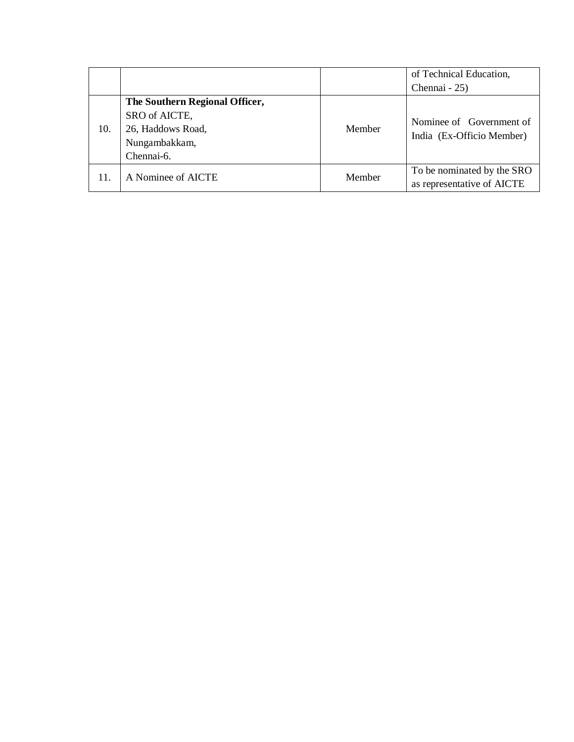| | | | |
|---|---|---|---|
| | | | of Technical Education, Chennai - 25) |
| 10. | **The Southern Regional Officer,** SRO of AICTE, 26, Haddows Road, Nungambakkam, Chennai-6. | Member | Nominee of Government of India (Ex-Officio Member) |
| 11. | A Nominee of AICTE | Member | To be nominated by the SRO as representative of AICTE |